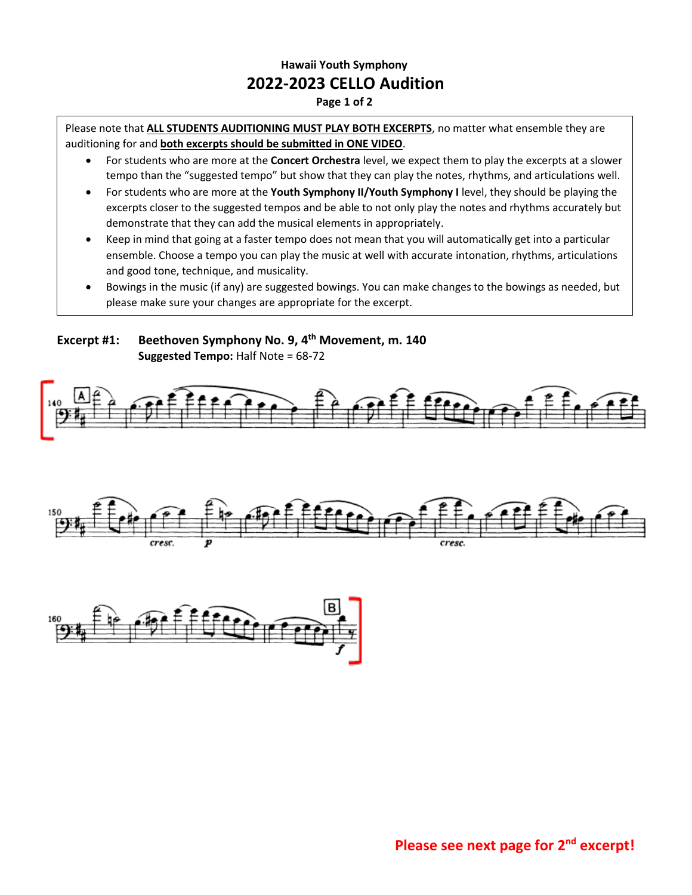# Hawaii Youth Symphony

## 2022-2023 CELLO Audition

Please note that **ALL STUDENTS AUDITIONING MUST PLAY BOTH EXCERPTS**, no matter what ensemble they are auditioning for and **both excerpts should be submitted in ONE VIDEO**.

- For students who are more at the **Concert Orchestra** level, we expect them to play the excerpts at a slower tempo than the "suggested tempo" but show that they can play the notes, rhythms, and articulations well.
- For students who are more at the **Youth Symphony II/Youth Symphony I** level, they should be playing the excerpts closer to the suggested tempos and be able to not only play the notes and rhythms accurately but demonstrate that they can add the musical elements in appropriately.
- Keep in mind that going at a faster tempo does not mean that you will automatically get into a particular ensemble. Choose a tempo you can play the music at well with accurate intonation, rhythms, articulations and good tone, technique, and musicality.
- Bowings in the music (if any) are suggested bowings. You can make changes to the bowings as needed, but please make sure your changes are appropriate for the excerpt.

### Excerpt #1: Beethoven Symphony No. 9, 4th Movement, m. 140

**Suggested Tempo:** Half Note = 68-72

**Please see next page for 2nd excerpt!**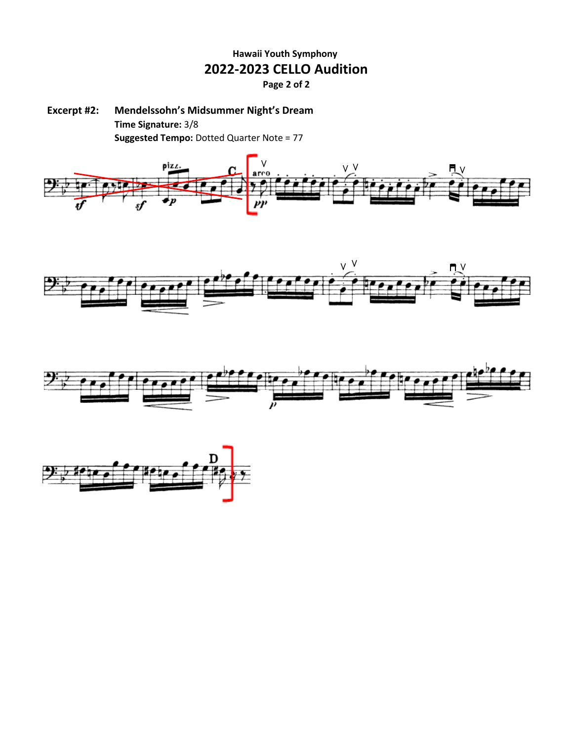# Hawaii Youth Symphony

## 2022-2023 CELLO Audition

**Page 2 of 2**

**Excerpt #2: Mendelssohn's Midsummer Night's Dream**

**Time Signature:** 3/8

**Suggested Tempo:** Dotted Quarter Note = 77